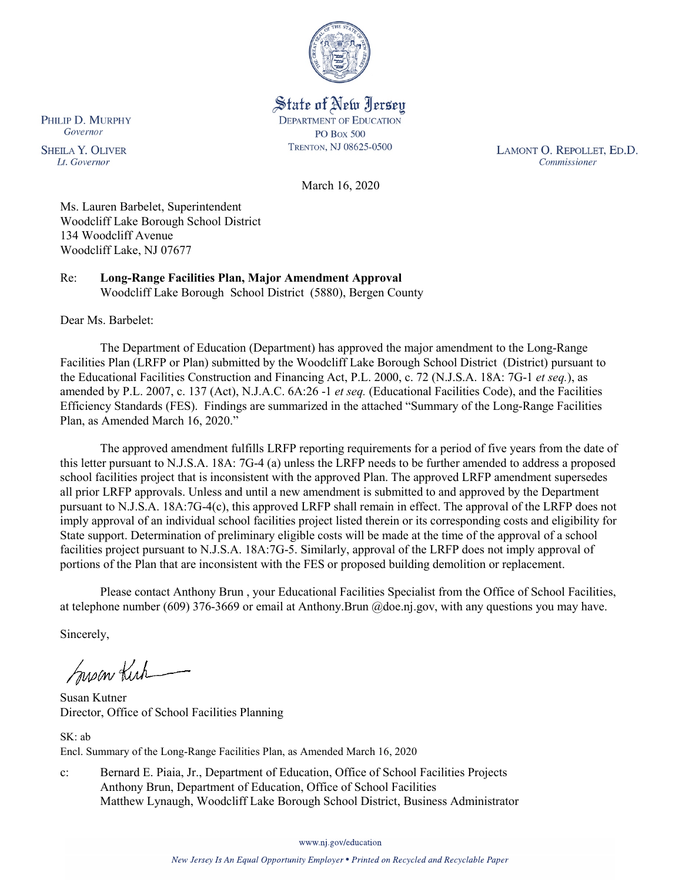State of New Jersey
DEPARTMENT OF EDUCATION
PO BOX 500
TRENTON, NJ 08625-0500

PHILIP D. MURPHY
*Governor*

SHEILA Y. OLIVER
*Lt. Governor*

LAMONT O. REPOLLET, ED.D.
*Commissioner*

March 16, 2020

Ms. Lauren Barbelet, Superintendent
Woodcliff Lake Borough School District
134 Woodcliff Avenue
Woodcliff Lake, NJ 07677

Re: **Long-Range Facilities Plan, Major Amendment Approval**
Woodcliff Lake Borough School District (5880), Bergen County

Dear Ms. Barbelet:

The Department of Education (Department) has approved the major amendment to the Long-Range Facilities Plan (LRFP or Plan) submitted by the Woodcliff Lake Borough School District (District) pursuant to the Educational Facilities Construction and Financing Act, P.L. 2000, c. 72 (N.J.S.A. 18A: 7G-1 *et seq.*), as amended by P.L. 2007, c. 137 (Act), N.J.A.C. 6A:26 -1 *et seq.* (Educational Facilities Code), and the Facilities Efficiency Standards (FES). Findings are summarized in the attached "Summary of the Long-Range Facilities Plan, as Amended March 16, 2020."

The approved amendment fulfills LRFP reporting requirements for a period of five years from the date of this letter pursuant to N.J.S.A. 18A: 7G-4 (a) unless the LRFP needs to be further amended to address a proposed school facilities project that is inconsistent with the approved Plan. The approved LRFP amendment supersedes all prior LRFP approvals. Unless and until a new amendment is submitted to and approved by the Department pursuant to N.J.S.A. 18A:7G-4(c), this approved LRFP shall remain in effect. The approval of the LRFP does not imply approval of an individual school facilities project listed therein or its corresponding costs and eligibility for State support. Determination of preliminary eligible costs will be made at the time of the approval of a school facilities project pursuant to N.J.S.A. 18A:7G-5. Similarly, approval of the LRFP does not imply approval of portions of the Plan that are inconsistent with the FES or proposed building demolition or replacement.

Please contact Anthony Brun , your Educational Facilities Specialist from the Office of School Facilities, at telephone number (609) 376-3669 or email at Anthony.Brun @doe.nj.gov, with any questions you may have.

Sincerely,

Susan Kutner
Director, Office of School Facilities Planning

SK: ab
Encl. Summary of the Long-Range Facilities Plan, as Amended March 16, 2020

c: Bernard E. Piaia, Jr., Department of Education, Office of School Facilities Projects
Anthony Brun, Department of Education, Office of School Facilities
Matthew Lynaugh, Woodcliff Lake Borough School District, Business Administrator

www.nj.gov/education

*New Jersey Is An Equal Opportunity Employer • Printed on Recycled and Recyclable Paper*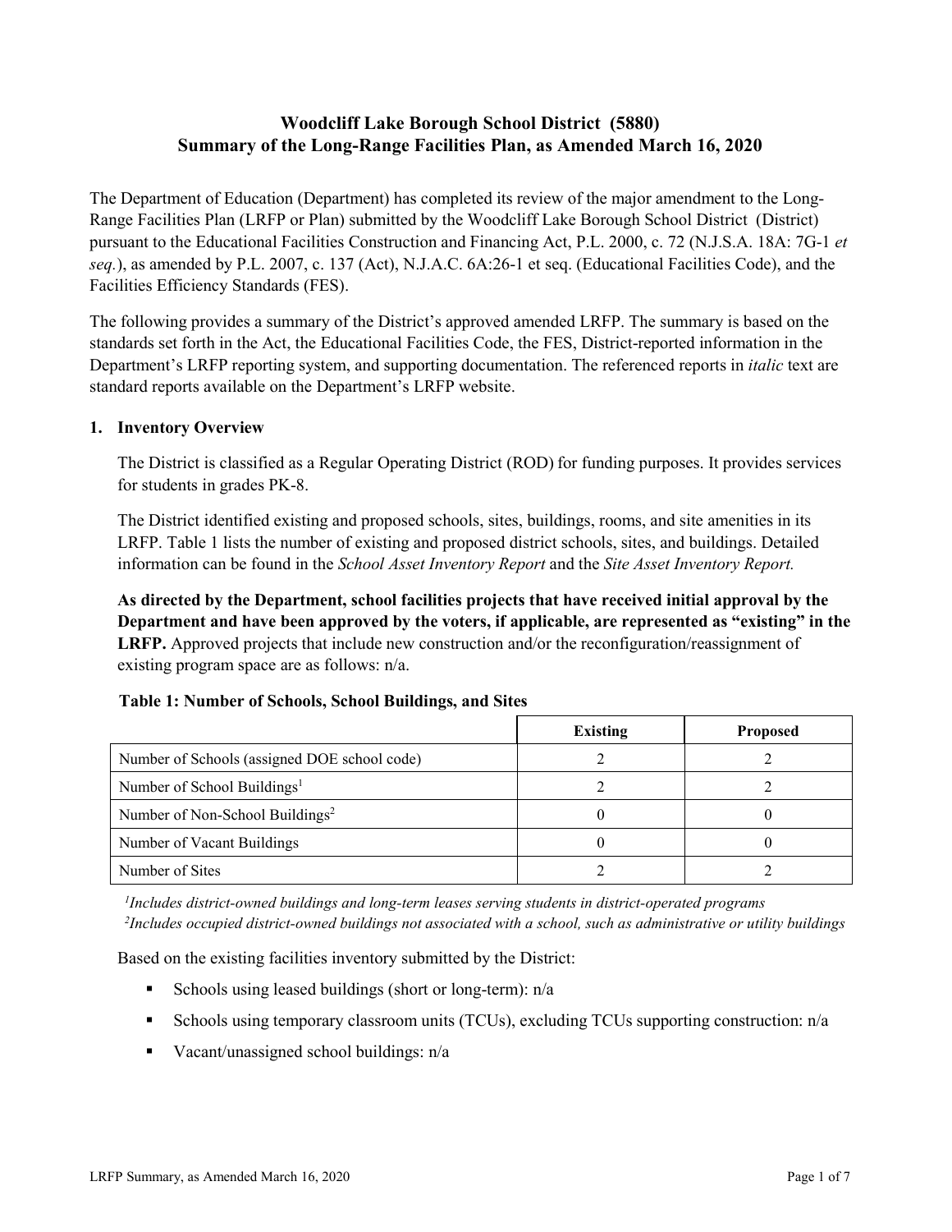# Woodcliff Lake Borough School District (5880)
# Summary of the Long-Range Facilities Plan, as Amended March 16, 2020

The Department of Education (Department) has completed its review of the major amendment to the Long-Range Facilities Plan (LRFP or Plan) submitted by the Woodcliff Lake Borough School District (District) pursuant to the Educational Facilities Construction and Financing Act, P.L. 2000, c. 72 (N.J.S.A. 18A: 7G-1 *et seq.*), as amended by P.L. 2007, c. 137 (Act), N.J.A.C. 6A:26-1 et seq. (Educational Facilities Code), and the Facilities Efficiency Standards (FES).

The following provides a summary of the District's approved amended LRFP. The summary is based on the standards set forth in the Act, the Educational Facilities Code, the FES, District-reported information in the Department's LRFP reporting system, and supporting documentation. The referenced reports in *italic* text are standard reports available on the Department's LRFP website.

## 1. Inventory Overview

The District is classified as a Regular Operating District (ROD) for funding purposes. It provides services for students in grades PK-8.

The District identified existing and proposed schools, sites, buildings, rooms, and site amenities in its LRFP. Table 1 lists the number of existing and proposed district schools, sites, and buildings. Detailed information can be found in the *School Asset Inventory Report* and the *Site Asset Inventory Report.*

**As directed by the Department, school facilities projects that have received initial approval by the Department and have been approved by the voters, if applicable, are represented as "existing" in the LRFP.** Approved projects that include new construction and/or the reconfiguration/reassignment of existing program space are as follows: n/a.

**Table 1: Number of Schools, School Buildings, and Sites**

| | Existing | Proposed |
|---|---|---|
| Number of Schools (assigned DOE school code) | 2 | 2 |
| Number of School Buildings[1] | 2 | 2 |
| Number of Non-School Buildings[2] | 0 | 0 |
| Number of Vacant Buildings | 0 | 0 |
| Number of Sites | 2 | 2 |

*[1]Includes district-owned buildings and long-term leases serving students in district-operated programs*
*[2]Includes occupied district-owned buildings not associated with a school, such as administrative or utility buildings*

Based on the existing facilities inventory submitted by the District:

- Schools using leased buildings (short or long-term): n/a
- Schools using temporary classroom units (TCUs), excluding TCUs supporting construction: n/a
- Vacant/unassigned school buildings: n/a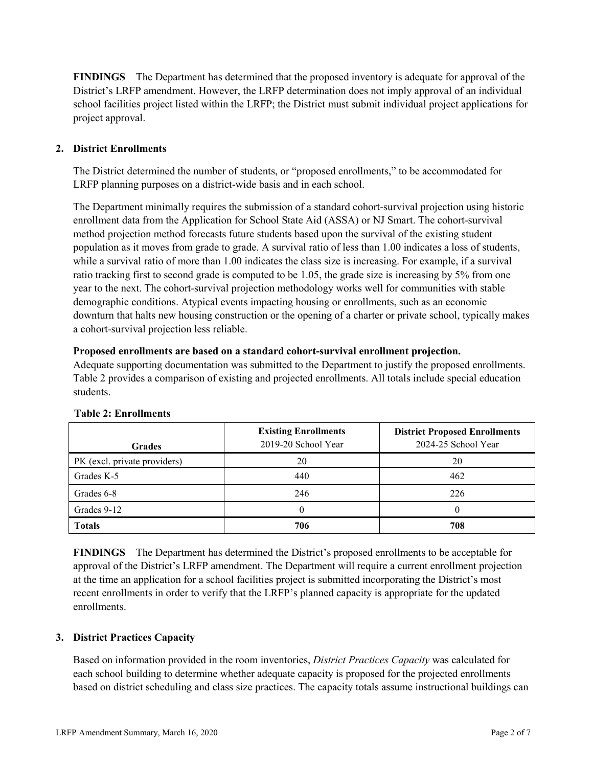**FINDINGS** The Department has determined that the proposed inventory is adequate for approval of the District's LRFP amendment. However, the LRFP determination does not imply approval of an individual school facilities project listed within the LRFP; the District must submit individual project applications for project approval.

## 2. District Enrollments

The District determined the number of students, or "proposed enrollments," to be accommodated for LRFP planning purposes on a district-wide basis and in each school.

The Department minimally requires the submission of a standard cohort-survival projection using historic enrollment data from the Application for School State Aid (ASSA) or NJ Smart. The cohort-survival method projection method forecasts future students based upon the survival of the existing student population as it moves from grade to grade. A survival ratio of less than 1.00 indicates a loss of students, while a survival ratio of more than 1.00 indicates the class size is increasing. For example, if a survival ratio tracking first to second grade is computed to be 1.05, the grade size is increasing by 5% from one year to the next. The cohort-survival projection methodology works well for communities with stable demographic conditions. Atypical events impacting housing or enrollments, such as an economic downturn that halts new housing construction or the opening of a charter or private school, typically makes a cohort-survival projection less reliable.

**Proposed enrollments are based on a standard cohort-survival enrollment projection.**
Adequate supporting documentation was submitted to the Department to justify the proposed enrollments. Table 2 provides a comparison of existing and projected enrollments. All totals include special education students.

**Table 2: Enrollments**

| Grades | Existing Enrollments 2019-20 School Year | District Proposed Enrollments 2024-25 School Year |
|---|---|---|
| PK (excl. private providers) | 20 | 20 |
| Grades K-5 | 440 | 462 |
| Grades 6-8 | 246 | 226 |
| Grades 9-12 | 0 | 0 |
| **Totals** | **706** | **708** |

**FINDINGS** The Department has determined the District's proposed enrollments to be acceptable for approval of the District's LRFP amendment. The Department will require a current enrollment projection at the time an application for a school facilities project is submitted incorporating the District's most recent enrollments in order to verify that the LRFP's planned capacity is appropriate for the updated enrollments.

## 3. District Practices Capacity

Based on information provided in the room inventories, *District Practices Capacity* was calculated for each school building to determine whether adequate capacity is proposed for the projected enrollments based on district scheduling and class size practices. The capacity totals assume instructional buildings can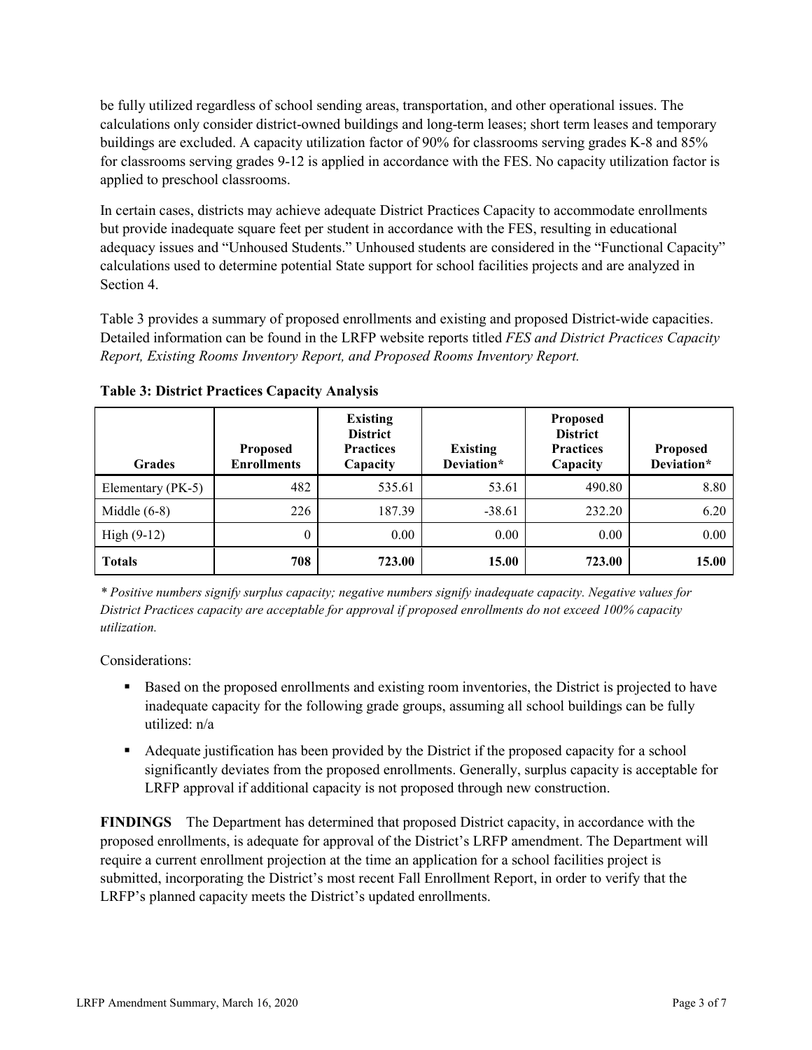be fully utilized regardless of school sending areas, transportation, and other operational issues. The calculations only consider district-owned buildings and long-term leases; short term leases and temporary buildings are excluded. A capacity utilization factor of 90% for classrooms serving grades K-8 and 85% for classrooms serving grades 9-12 is applied in accordance with the FES. No capacity utilization factor is applied to preschool classrooms.

In certain cases, districts may achieve adequate District Practices Capacity to accommodate enrollments but provide inadequate square feet per student in accordance with the FES, resulting in educational adequacy issues and "Unhoused Students." Unhoused students are considered in the "Functional Capacity" calculations used to determine potential State support for school facilities projects and are analyzed in Section 4.

Table 3 provides a summary of proposed enrollments and existing and proposed District-wide capacities. Detailed information can be found in the LRFP website reports titled *FES and District Practices Capacity Report, Existing Rooms Inventory Report, and Proposed Rooms Inventory Report.*

**Table 3: District Practices Capacity Analysis**

| Grades | Proposed Enrollments | Existing District Practices Capacity | Existing Deviation* | Proposed District Practices Capacity | Proposed Deviation* |
|---|---|---|---|---|---|
| Elementary (PK-5) | 482 | 535.61 | 53.61 | 490.80 | 8.80 |
| Middle (6-8) | 226 | 187.39 | -38.61 | 232.20 | 6.20 |
| High (9-12) | 0 | 0.00 | 0.00 | 0.00 | 0.00 |
| **Totals** | **708** | **723.00** | **15.00** | **723.00** | **15.00** |

*\* Positive numbers signify surplus capacity; negative numbers signify inadequate capacity. Negative values for District Practices capacity are acceptable for approval if proposed enrollments do not exceed 100% capacity utilization.*

Considerations:

- Based on the proposed enrollments and existing room inventories, the District is projected to have inadequate capacity for the following grade groups, assuming all school buildings can be fully utilized: n/a
- Adequate justification has been provided by the District if the proposed capacity for a school significantly deviates from the proposed enrollments. Generally, surplus capacity is acceptable for LRFP approval if additional capacity is not proposed through new construction.

**FINDINGS** The Department has determined that proposed District capacity, in accordance with the proposed enrollments, is adequate for approval of the District's LRFP amendment. The Department will require a current enrollment projection at the time an application for a school facilities project is submitted, incorporating the District's most recent Fall Enrollment Report, in order to verify that the LRFP's planned capacity meets the District's updated enrollments.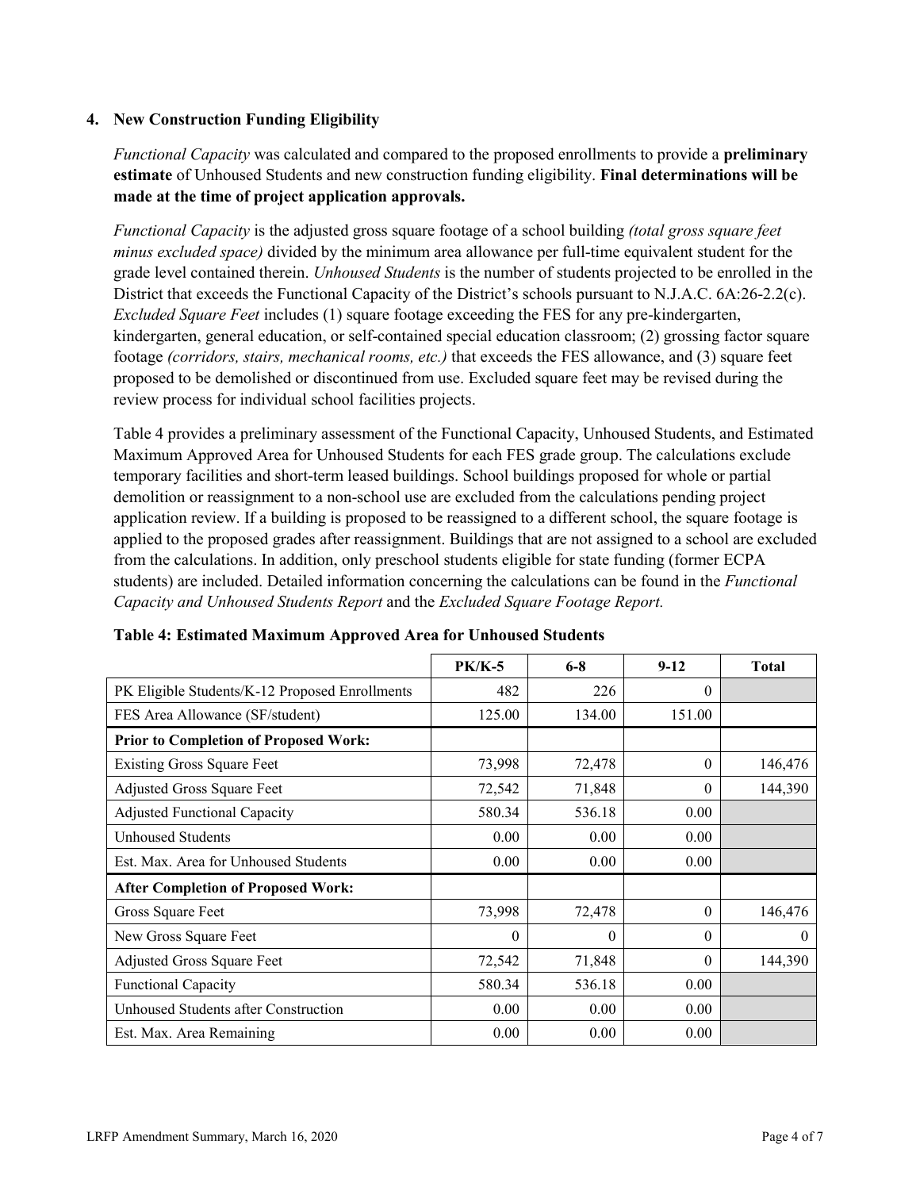### 4. New Construction Funding Eligibility

*Functional Capacity* was calculated and compared to the proposed enrollments to provide a **preliminary estimate** of Unhoused Students and new construction funding eligibility. **Final determinations will be made at the time of project application approvals.**

*Functional Capacity* is the adjusted gross square footage of a school building *(total gross square feet minus excluded space)* divided by the minimum area allowance per full-time equivalent student for the grade level contained therein. *Unhoused Students* is the number of students projected to be enrolled in the District that exceeds the Functional Capacity of the District's schools pursuant to N.J.A.C. 6A:26-2.2(c). *Excluded Square Feet* includes (1) square footage exceeding the FES for any pre-kindergarten, kindergarten, general education, or self-contained special education classroom; (2) grossing factor square footage *(corridors, stairs, mechanical rooms, etc.)* that exceeds the FES allowance, and (3) square feet proposed to be demolished or discontinued from use. Excluded square feet may be revised during the review process for individual school facilities projects.

Table 4 provides a preliminary assessment of the Functional Capacity, Unhoused Students, and Estimated Maximum Approved Area for Unhoused Students for each FES grade group. The calculations exclude temporary facilities and short-term leased buildings. School buildings proposed for whole or partial demolition or reassignment to a non-school use are excluded from the calculations pending project application review. If a building is proposed to be reassigned to a different school, the square footage is applied to the proposed grades after reassignment. Buildings that are not assigned to a school are excluded from the calculations. In addition, only preschool students eligible for state funding (former ECPA students) are included. Detailed information concerning the calculations can be found in the *Functional Capacity and Unhoused Students Report* and the *Excluded Square Footage Report.*

**Table 4: Estimated Maximum Approved Area for Unhoused Students**

| | PK/K-5 | 6-8 | 9-12 | Total |
|---|---|---|---|---|
| PK Eligible Students/K-12 Proposed Enrollments | 482 | 226 | 0 | |
| FES Area Allowance (SF/student) | 125.00 | 134.00 | 151.00 | |
| **Prior to Completion of Proposed Work:** | | | | |
| Existing Gross Square Feet | 73,998 | 72,478 | 0 | 146,476 |
| Adjusted Gross Square Feet | 72,542 | 71,848 | 0 | 144,390 |
| Adjusted Functional Capacity | 580.34 | 536.18 | 0.00 | |
| Unhoused Students | 0.00 | 0.00 | 0.00 | |
| Est. Max. Area for Unhoused Students | 0.00 | 0.00 | 0.00 | |
| **After Completion of Proposed Work:** | | | | |
| Gross Square Feet | 73,998 | 72,478 | 0 | 146,476 |
| New Gross Square Feet | 0 | 0 | 0 | 0 |
| Adjusted Gross Square Feet | 72,542 | 71,848 | 0 | 144,390 |
| Functional Capacity | 580.34 | 536.18 | 0.00 | |
| Unhoused Students after Construction | 0.00 | 0.00 | 0.00 | |
| Est. Max. Area Remaining | 0.00 | 0.00 | 0.00 | |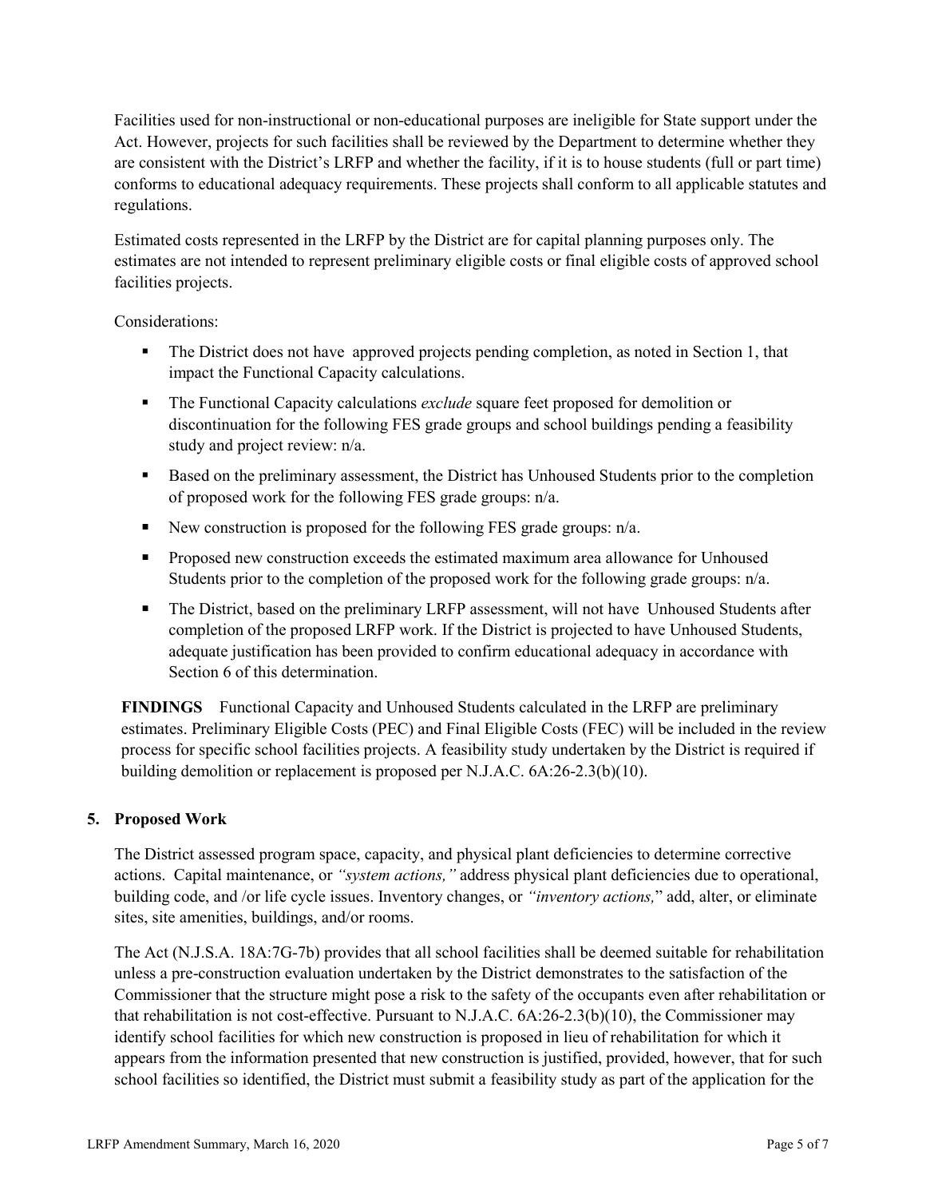Facilities used for non-instructional or non-educational purposes are ineligible for State support under the Act. However, projects for such facilities shall be reviewed by the Department to determine whether they are consistent with the District's LRFP and whether the facility, if it is to house students (full or part time) conforms to educational adequacy requirements. These projects shall conform to all applicable statutes and regulations.

Estimated costs represented in the LRFP by the District are for capital planning purposes only. The estimates are not intended to represent preliminary eligible costs or final eligible costs of approved school facilities projects.

Considerations:

- The District does not have approved projects pending completion, as noted in Section 1, that impact the Functional Capacity calculations.
- The Functional Capacity calculations *exclude* square feet proposed for demolition or discontinuation for the following FES grade groups and school buildings pending a feasibility study and project review: n/a.
- Based on the preliminary assessment, the District has Unhoused Students prior to the completion of proposed work for the following FES grade groups: n/a.
- New construction is proposed for the following FES grade groups: n/a.
- Proposed new construction exceeds the estimated maximum area allowance for Unhoused Students prior to the completion of the proposed work for the following grade groups: n/a.
- The District, based on the preliminary LRFP assessment, will not have Unhoused Students after completion of the proposed LRFP work. If the District is projected to have Unhoused Students, adequate justification has been provided to confirm educational adequacy in accordance with Section 6 of this determination.

**FINDINGS** Functional Capacity and Unhoused Students calculated in the LRFP are preliminary estimates. Preliminary Eligible Costs (PEC) and Final Eligible Costs (FEC) will be included in the review process for specific school facilities projects. A feasibility study undertaken by the District is required if building demolition or replacement is proposed per N.J.A.C. 6A:26-2.3(b)(10).

## 5. Proposed Work

The District assessed program space, capacity, and physical plant deficiencies to determine corrective actions. Capital maintenance, or *"system actions,"* address physical plant deficiencies due to operational, building code, and /or life cycle issues. Inventory changes, or *"inventory actions,"* add, alter, or eliminate sites, site amenities, buildings, and/or rooms.

The Act (N.J.S.A. 18A:7G-7b) provides that all school facilities shall be deemed suitable for rehabilitation unless a pre-construction evaluation undertaken by the District demonstrates to the satisfaction of the Commissioner that the structure might pose a risk to the safety of the occupants even after rehabilitation or that rehabilitation is not cost-effective. Pursuant to N.J.A.C. 6A:26-2.3(b)(10), the Commissioner may identify school facilities for which new construction is proposed in lieu of rehabilitation for which it appears from the information presented that new construction is justified, provided, however, that for such school facilities so identified, the District must submit a feasibility study as part of the application for the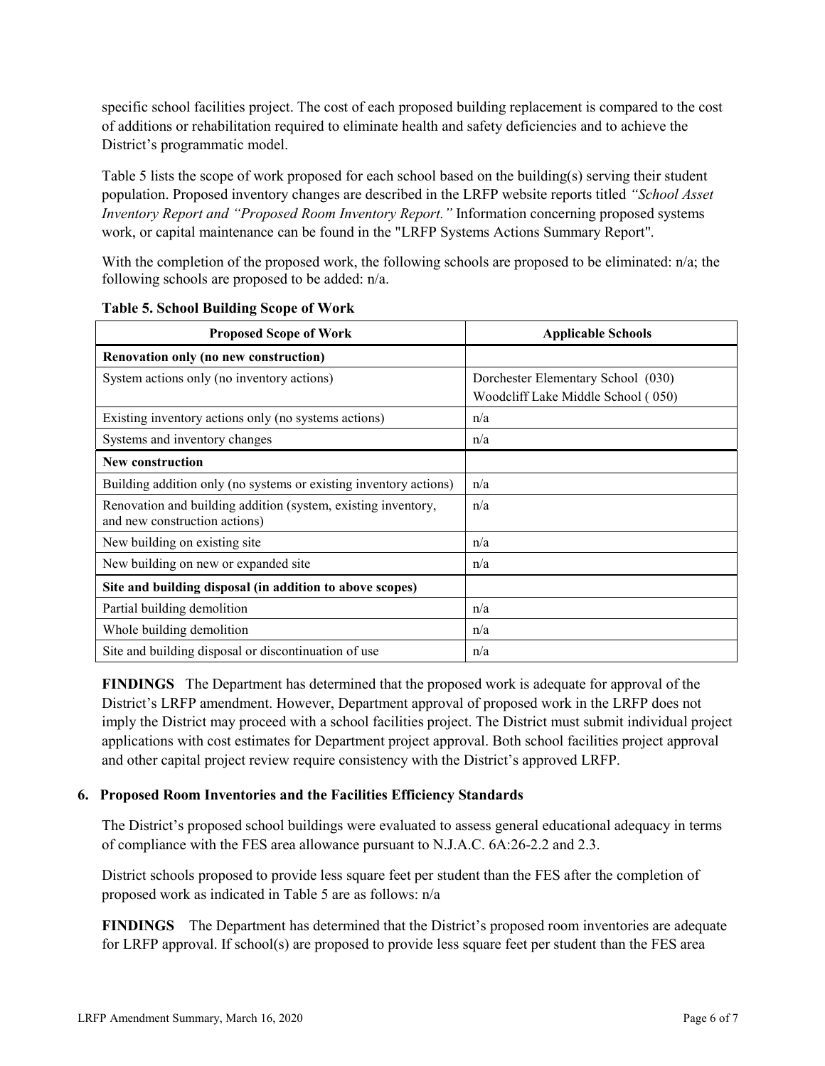specific school facilities project. The cost of each proposed building replacement is compared to the cost of additions or rehabilitation required to eliminate health and safety deficiencies and to achieve the District's programmatic model.

Table 5 lists the scope of work proposed for each school based on the building(s) serving their student population. Proposed inventory changes are described in the LRFP website reports titled *"School Asset Inventory Report and "Proposed Room Inventory Report."* Information concerning proposed systems work, or capital maintenance can be found in the "LRFP Systems Actions Summary Report".

With the completion of the proposed work, the following schools are proposed to be eliminated: n/a; the following schools are proposed to be added: n/a.

**Table 5. School Building Scope of Work**

| Proposed Scope of Work | Applicable Schools |
|---|---|
| **Renovation only (no new construction)** | |
| System actions only (no inventory actions) | Dorchester Elementary School (030)<br>Woodcliff Lake Middle School ( 050) |
| Existing inventory actions only (no systems actions) | n/a |
| Systems and inventory changes | n/a |
| **New construction** | |
| Building addition only (no systems or existing inventory actions) | n/a |
| Renovation and building addition (system, existing inventory, and new construction actions) | n/a |
| New building on existing site | n/a |
| New building on new or expanded site | n/a |
| **Site and building disposal (in addition to above scopes)** | |
| Partial building demolition | n/a |
| Whole building demolition | n/a |
| Site and building disposal or discontinuation of use | n/a |

**FINDINGS** The Department has determined that the proposed work is adequate for approval of the District's LRFP amendment. However, Department approval of proposed work in the LRFP does not imply the District may proceed with a school facilities project. The District must submit individual project applications with cost estimates for Department project approval. Both school facilities project approval and other capital project review require consistency with the District's approved LRFP.

### 6. Proposed Room Inventories and the Facilities Efficiency Standards

The District's proposed school buildings were evaluated to assess general educational adequacy in terms of compliance with the FES area allowance pursuant to N.J.A.C. 6A:26-2.2 and 2.3.

District schools proposed to provide less square feet per student than the FES after the completion of proposed work as indicated in Table 5 are as follows: n/a

**FINDINGS** The Department has determined that the District's proposed room inventories are adequate for LRFP approval. If school(s) are proposed to provide less square feet per student than the FES area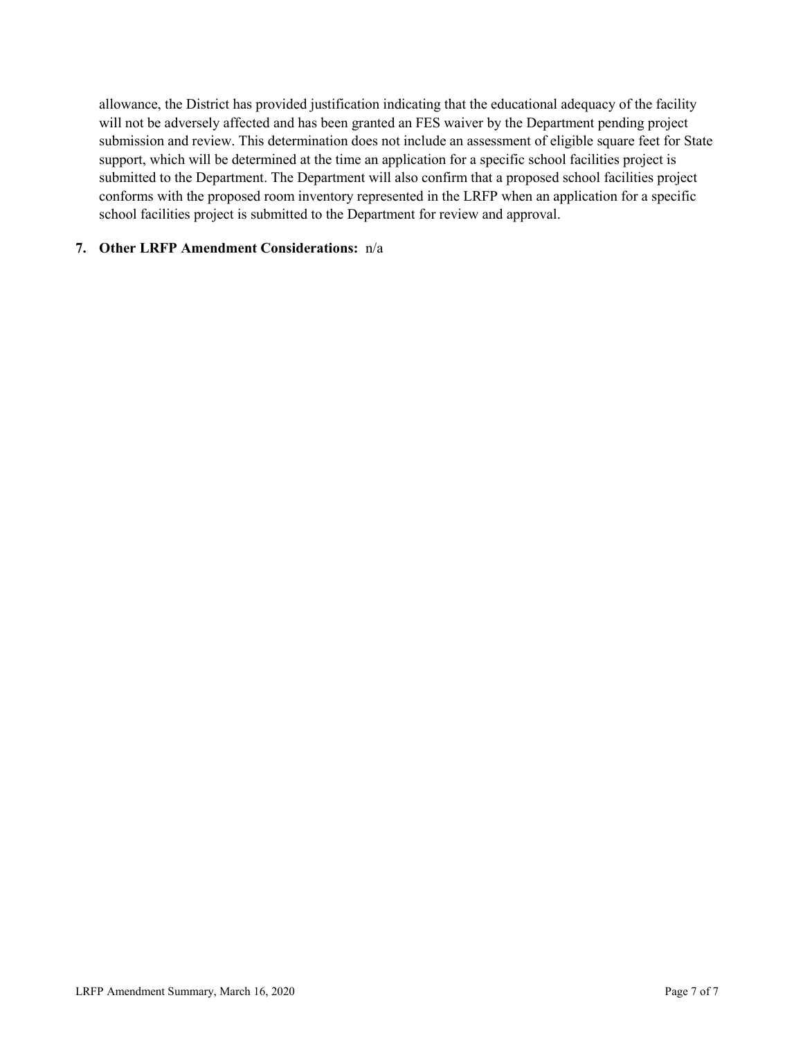allowance, the District has provided justification indicating that the educational adequacy of the facility will not be adversely affected and has been granted an FES waiver by the Department pending project submission and review. This determination does not include an assessment of eligible square feet for State support, which will be determined at the time an application for a specific school facilities project is submitted to the Department. The Department will also confirm that a proposed school facilities project conforms with the proposed room inventory represented in the LRFP when an application for a specific school facilities project is submitted to the Department for review and approval.

7. **Other LRFP Amendment Considerations:** n/a